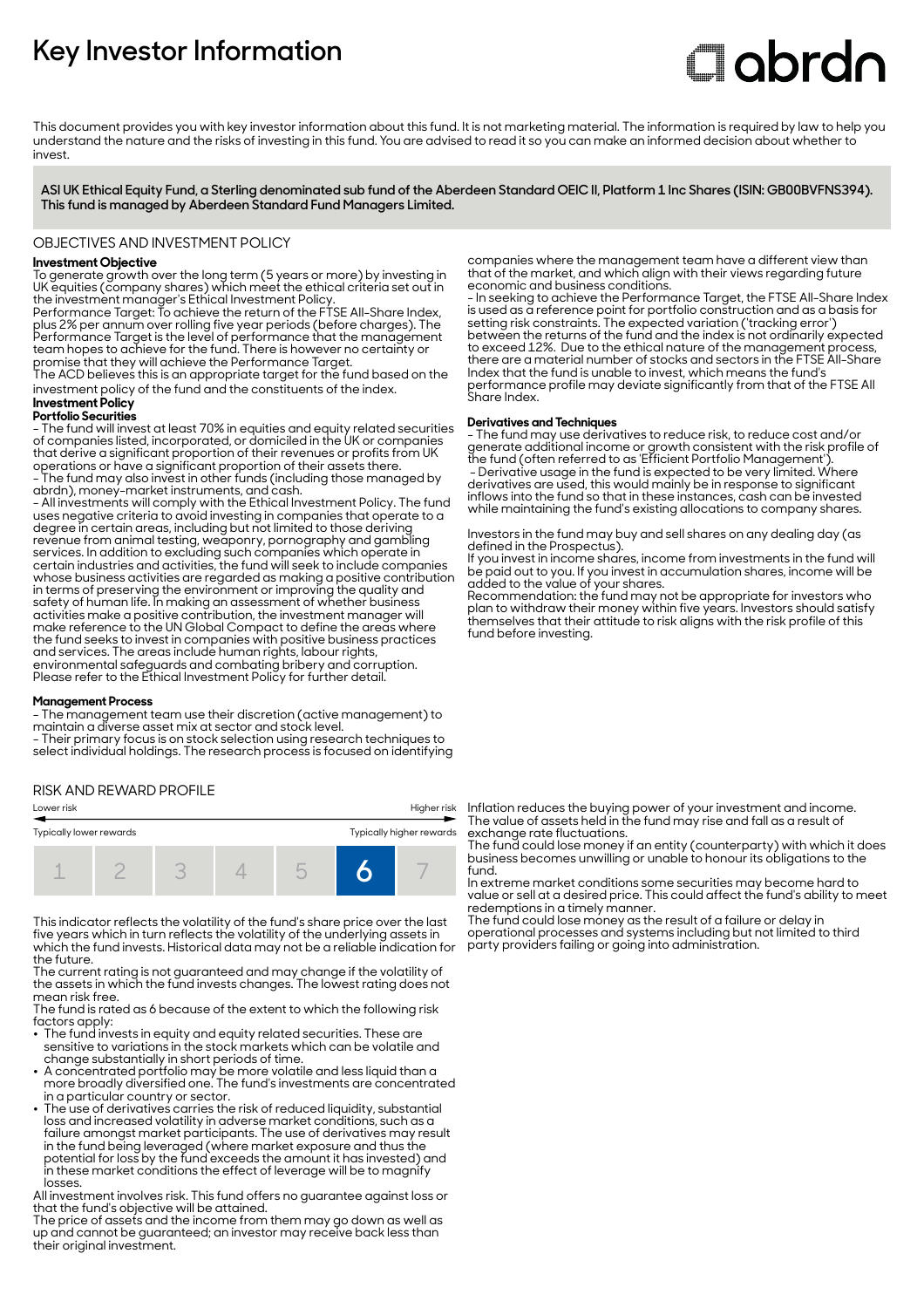# Key Investor Information

abrdn

This document provides you with key investor information about this fund. It is not marketing material. The information is required by law to help you understand the nature and the risks of investing in this fund. You are advised to read it so you can make an informed decision about whether to invest.

**ASI UK Ethical Equity Fund, a Sterling denominated sub fund of the Aberdeen Standard OEIC II, Platform 1 Inc Shares (ISIN: GB00BVFNS394). This fund is managed by Aberdeen Standard Fund Managers Limited.**

## OBJECTIVES AND INVESTMENT POLICY

**Investment Objective**

To generate growth over the long term (5 years or more) by investing in UK equities (company shares) which meet the ethical criteria set out in the investment manager's Ethical Investment Policy.

Performance Target: To achieve the return of the FTSE All-Share Index, plus 2% per annum over rolling five year periods (before charges). The Performance Target is the level of performance that the management team hopes to achieve for the fund. There is however no certainty or promise that they will achieve the Performance Target.

The ACD believes this is an appropriate target for the fund based on the investment policy of the fund and the constituents of the index.

**Investment Policy**

**Portfolio Securities**

- The fund will invest at least 70% in equities and equity related securities of companies listed, incorporated, or domiciled in the UK or companies that derive a significant proportion of their revenues or profits from UK operations or have a significant proportion of their assets there.
- The fund may also invest in other funds (including those managed by abrdn), money-market instruments, and cash.
- All investments will comply with the Ethical Investment Policy. The fund uses negative criteria to avoid investing in companies that operate to a degree in certain areas, including but not limited to those deriving revenue from animal testing, weaponry, pornography and gambling services. In addition to excluding such companies which operate in certain industries and activities, the fund will seek to include companies whose business activities are regarded as making a positive contribution in terms of preserving the environment or improving the quality and safety of human life. In making an assessment of whether business activities make a positive contribution, the investment manager will make reference to the UN Global Compact to define the areas where the fund seeks to invest in companies with positive business practices and services. The areas include human rights, labour rights, environmental safeguards and combating bribery and corruption. Please refer to the Ethical Investment Policy for further detail.

**Management Process**

- The management team use their discretion (active management) to maintain a diverse asset mix at sector and stock level.
- Their primary focus is on stock selection using research techniques to select individual holdings. The research process is focused on identifying companies where the management team have a different view than that of the market, and which align with their views regarding future economic and business conditions.
- In seeking to achieve the Performance Target, the FTSE All-Share Index is used as a reference point for portfolio construction and as a basis for setting risk constraints. The expected variation ('tracking error') between the returns of the fund and the index is not ordinarily expected to exceed 12%. Due to the ethical nature of the management process, there are a material number of stocks and sectors in the FTSE All-Share Index that the fund is unable to invest, which means the fund's performance profile may deviate significantly from that of the FTSE All Share Index.

**Derivatives and Techniques**

- The fund may use derivatives to reduce risk, to reduce cost and/or generate additional income or growth consistent with the risk profile of the fund (often referred to as 'Efficient Portfolio Management').
- Derivative usage in the fund is expected to be very limited. Where derivatives are used, this would mainly be in response to significant inflows into the fund so that in these instances, cash can be invested while maintaining the fund's existing allocations to company shares.

Investors in the fund may buy and sell shares on any dealing day (as defined in the Prospectus).

If you invest in income shares, income from investments in the fund will be paid out to you. If you invest in accumulation shares, income will be added to the value of your shares.

Recommendation: the fund may not be appropriate for investors who plan to withdraw their money within five years. Investors should satisfy themselves that their attitude to risk aligns with the risk profile of this fund before investing.

## RISK AND REWARD PROFILE

| Lower risk | | | | | | Higher risk |
|---|---|---|---|---|---|---|
| Typically lower rewards | | | | | | Typically higher rewards |
| 1 | 2 | 3 | 4 | 5 | **6** | 7 |

This indicator reflects the volatility of the fund's share price over the last five years which in turn reflects the volatility of the underlying assets in which the fund invests. Historical data may not be a reliable indication for the future.

The current rating is not guaranteed and may change if the volatility of the assets in which the fund invests changes. The lowest rating does not mean risk free.

The fund is rated as 6 because of the extent to which the following risk factors apply:

- The fund invests in equity and equity related securities. These are sensitive to variations in the stock markets which can be volatile and change substantially in short periods of time.
- A concentrated portfolio may be more volatile and less liquid than a more broadly diversified one. The fund's investments are concentrated in a particular country or sector.
- The use of derivatives carries the risk of reduced liquidity, substantial loss and increased volatility in adverse market conditions, such as a failure amongst market participants. The use of derivatives may result in the fund being leveraged (where market exposure and thus the potential for loss by the fund exceeds the amount it has invested) and in these market conditions the effect of leverage will be to magnify losses.

All investment involves risk. This fund offers no guarantee against loss or that the fund's objective will be attained.

The price of assets and the income from them may go down as well as up and cannot be guaranteed; an investor may receive back less than their original investment.

Inflation reduces the buying power of your investment and income.

The value of assets held in the fund may rise and fall as a result of exchange rate fluctuations.

The fund could lose money if an entity (counterparty) with which it does business becomes unwilling or unable to honour its obligations to the fund.

In extreme market conditions some securities may become hard to value or sell at a desired price. This could affect the fund's ability to meet redemptions in a timely manner.

The fund could lose money as the result of a failure or delay in operational processes and systems including but not limited to third party providers failing or going into administration.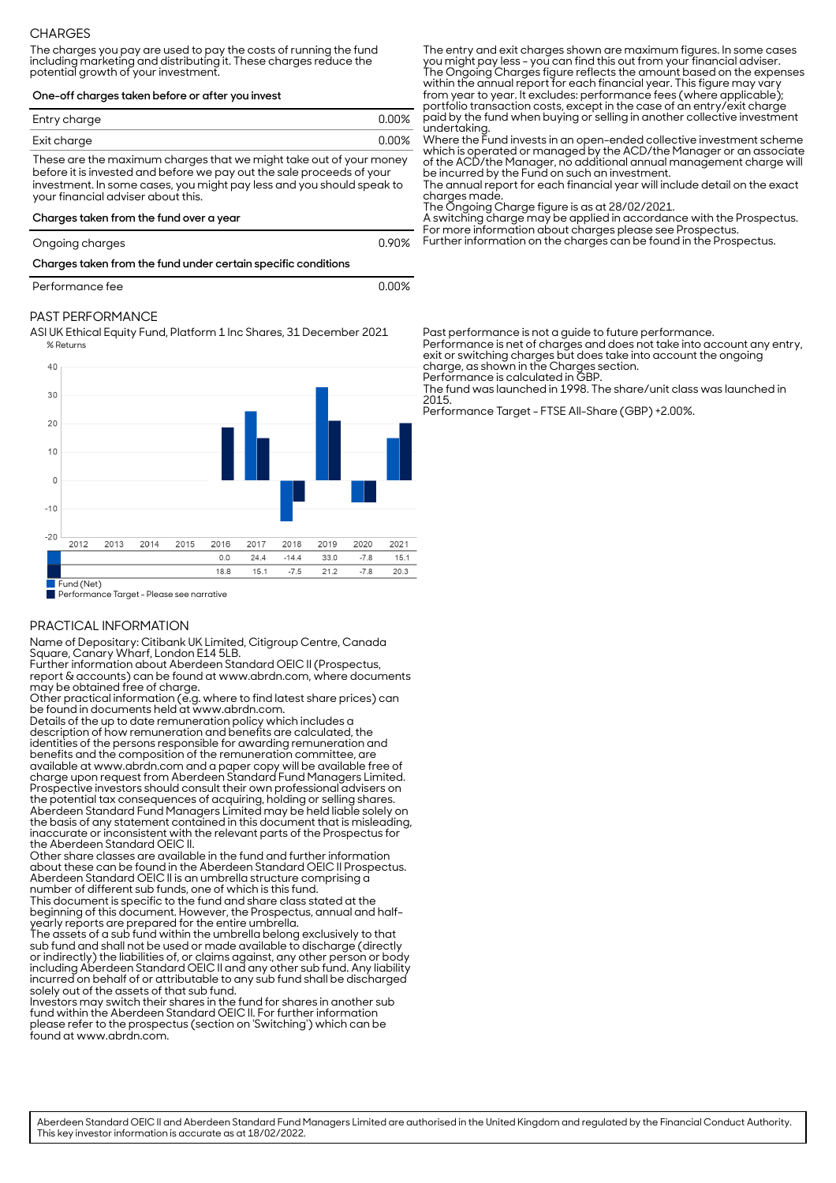## CHARGES

The charges you pay are used to pay the costs of running the fund including marketing and distributing it. These charges reduce the potential growth of your investment.

| One-off charges taken before or after you invest | |
|---|---|
| Entry charge | 0.00% |
| Exit charge | 0.00% |

These are the maximum charges that we might take out of your money before it is invested and before we pay out the sale proceeds of your investment. In some cases, you might pay less and you should speak to your financial adviser about this.

| Charges taken from the fund over a year | |
|---|---|
| Ongoing charges | 0.90% |

| Charges taken from the fund under certain specific conditions | |
|---|---|
| Performance fee | 0.00% |

The entry and exit charges shown are maximum figures. In some cases you might pay less - you can find this out from your financial adviser.
The Ongoing Charges figure reflects the amount based on the expenses within the annual report for each financial year. This figure may vary from year to year. It excludes: performance fees (where applicable); portfolio transaction costs, except in the case of an entry/exit charge paid by the fund when buying or selling in another collective investment undertaking.
Where the Fund invests in an open-ended collective investment scheme which is operated or managed by the ACD/the Manager or an associate of the ACD/the Manager, no additional annual management charge will be incurred by the Fund on such an investment.
The annual report for each financial year will include detail on the exact charges made.
The Ongoing Charge figure is as at 28/02/2021.
A switching charge may be applied in accordance with the Prospectus. For more information about charges please see Prospectus.
Further information on the charges can be found in the Prospectus.

## PAST PERFORMANCE

ASI UK Ethical Equity Fund, Platform 1 Inc Shares, 31 December 2021

% Returns

40
30
20
10
0
-10
-20

2012 2013 2014 2015 2016 2017 2018 2019 2020 2021

Fund (Net): 0.0 24.4 -14.4 33.0 -7.8 15.1

Performance Target - Please see narrative: 18.8 15.1 -7.5 21.2 -7.8 20.3

Past performance is not a guide to future performance.
Performance is net of charges and does not take into account any entry, exit or switching charges but does take into account the ongoing charge, as shown in the Charges section.
Performance is calculated in GBP.
The fund was launched in 1998. The share/unit class was launched in 2015.
Performance Target - FTSE All-Share (GBP) +2.00%.

## PRACTICAL INFORMATION

Name of Depositary: Citibank UK Limited, Citigroup Centre, Canada Square, Canary Wharf, London E14 5LB.
Further information about Aberdeen Standard OEIC II (Prospectus, report & accounts) can be found at www.abrdn.com, where documents may be obtained free of charge.
Other practical information (e.g. where to find latest share prices) can be found in documents held at www.abrdn.com.
Details of the up to date remuneration policy which includes a description of how remuneration and benefits are calculated, the identities of the persons responsible for awarding remuneration and benefits and the composition of the remuneration committee, are available at www.abrdn.com and a paper copy will be available free of charge upon request from Aberdeen Standard Fund Managers Limited.
Prospective investors should consult their own professional advisers on the potential tax consequences of acquiring, holding or selling shares.
Aberdeen Standard Fund Managers Limited may be held liable solely on the basis of any statement contained in this document that is misleading, inaccurate or inconsistent with the relevant parts of the Prospectus for the Aberdeen Standard OEIC II.
Other share classes are available in the fund and further information about these can be found in the Aberdeen Standard OEIC II Prospectus.
Aberdeen Standard OEIC II is an umbrella structure comprising a number of different sub funds, one of which is this fund.
This document is specific to the fund and share class stated at the beginning of this document. However, the Prospectus, annual and half-yearly reports are prepared for the entire umbrella.
The assets of a sub fund within the umbrella belong exclusively to that sub fund and shall not be used or made available to discharge (directly or indirectly) the liabilities of, or claims against, any other person or body including Aberdeen Standard OEIC II and any other sub fund. Any liability incurred on behalf of or attributable to any sub fund shall be discharged solely out of the assets of that sub fund.
Investors may switch their shares in the fund for shares in another sub fund within the Aberdeen Standard OEIC II. For further information please refer to the prospectus (section on 'Switching') which can be found at www.abrdn.com.

Aberdeen Standard OEIC II and Aberdeen Standard Fund Managers Limited are authorised in the United Kingdom and regulated by the Financial Conduct Authority. This key investor information is accurate as at 18/02/2022.